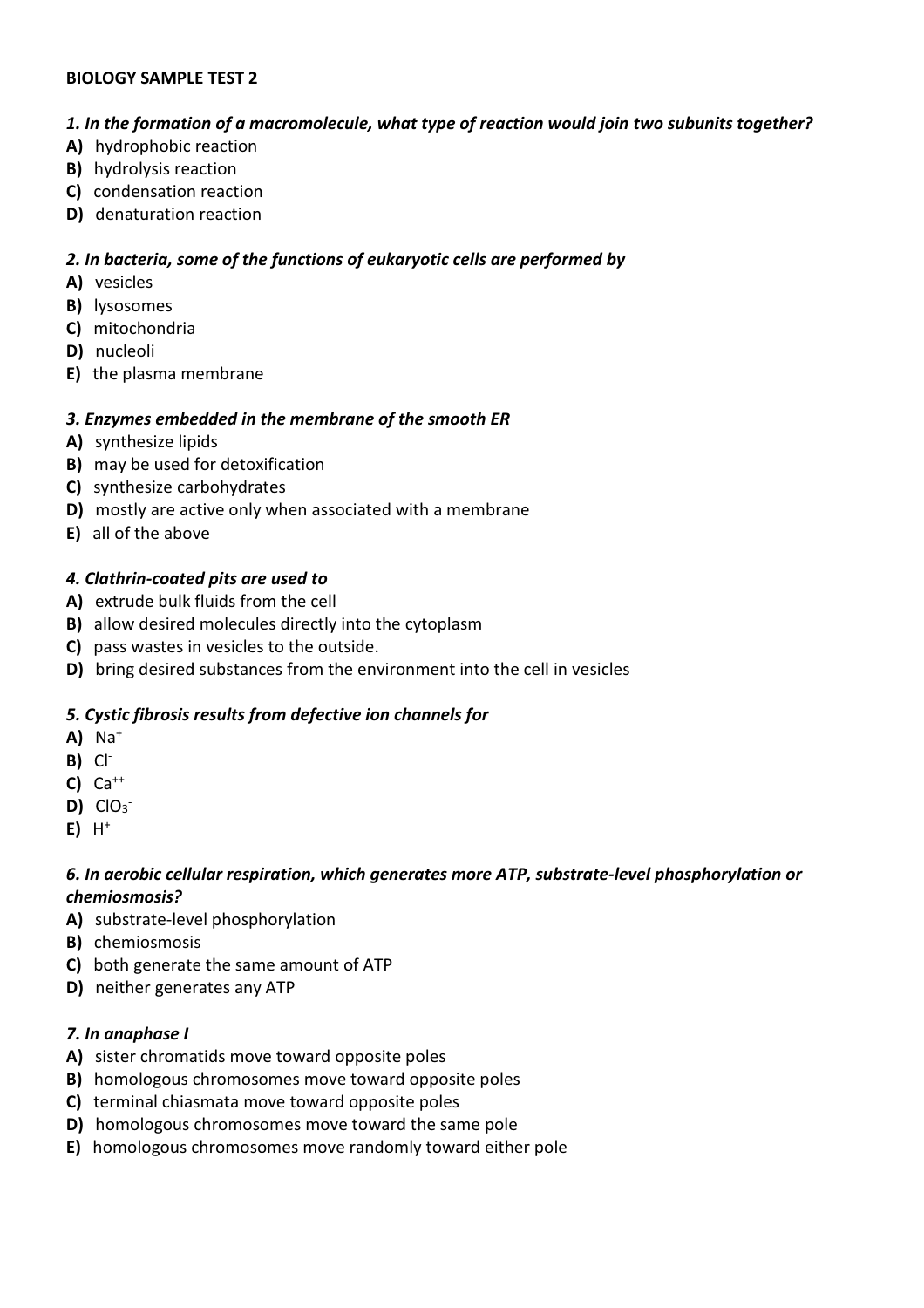**BIOLOGY SAMPLE TEST 2**

***1. In the formation of a macromolecule, what type of reaction would join two subunits together?***

**A)** hydrophobic reaction
**B)** hydrolysis reaction
**C)** condensation reaction
**D)** denaturation reaction

***2. In bacteria, some of the functions of eukaryotic cells are performed by***

**A)** vesicles
**B)** lysosomes
**C)** mitochondria
**D)** nucleoli
**E)** the plasma membrane

***3. Enzymes embedded in the membrane of the smooth ER***

**A)** synthesize lipids
**B)** may be used for detoxification
**C)** synthesize carbohydrates
**D)** mostly are active only when associated with a membrane
**E)** all of the above

***4. Clathrin-coated pits are used to***

**A)** extrude bulk fluids from the cell
**B)** allow desired molecules directly into the cytoplasm
**C)** pass wastes in vesicles to the outside.
**D)** bring desired substances from the environment into the cell in vesicles

***5. Cystic fibrosis results from defective ion channels for***

**A)** $Na^{+}$
**B)** $Cl^{-}$
**C)** $Ca^{++}$
**D)** $ClO_3^{-}$
**E)** $H^{+}$

***6. In aerobic cellular respiration, which generates more ATP, substrate-level phosphorylation or chemiosmosis?***

**A)** substrate-level phosphorylation
**B)** chemiosmosis
**C)** both generate the same amount of ATP
**D)** neither generates any ATP

***7. In anaphase I***

**A)** sister chromatids move toward opposite poles
**B)** homologous chromosomes move toward opposite poles
**C)** terminal chiasmata move toward opposite poles
**D)** homologous chromosomes move toward the same pole
**E)** homologous chromosomes move randomly toward either pole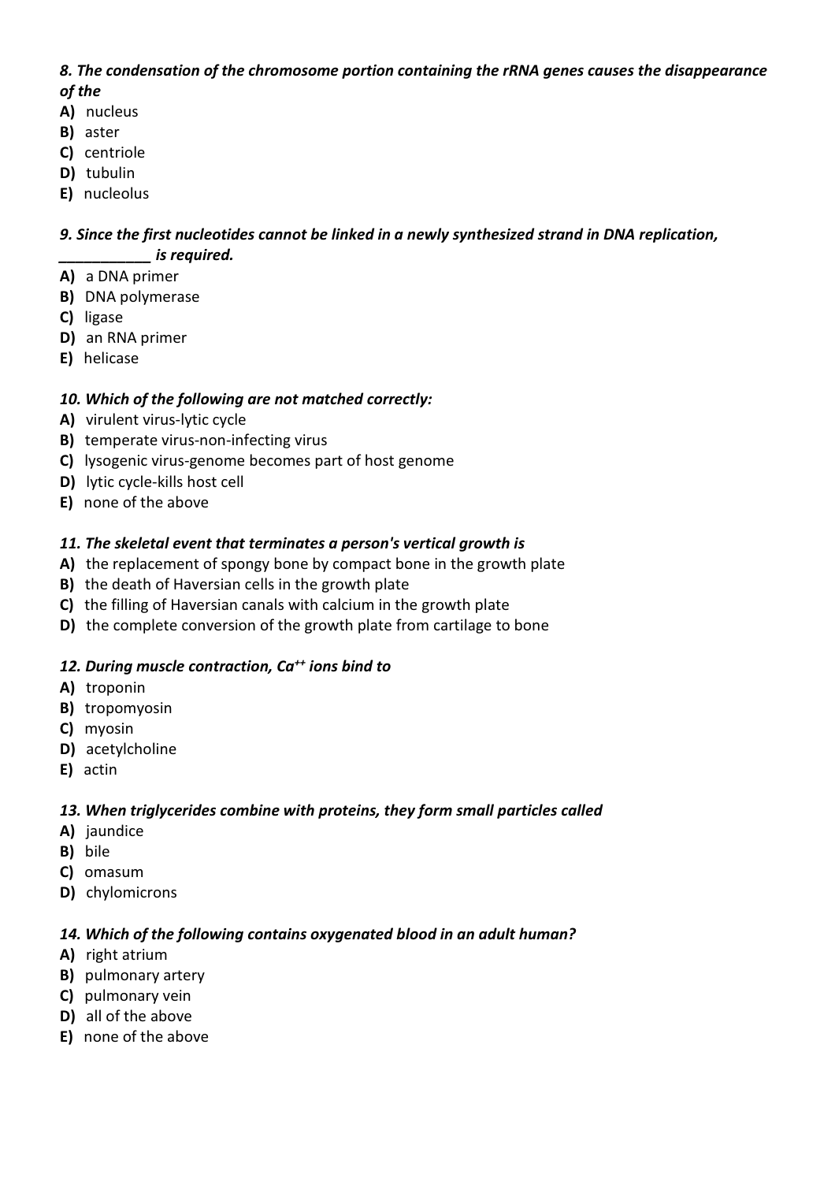***8. The condensation of the chromosome portion containing the rRNA genes causes the disappearance of the***

**A)** nucleus
**B)** aster
**C)** centriole
**D)** tubulin
**E)** nucleolus

***9. Since the first nucleotides cannot be linked in a newly synthesized strand in DNA replication, ___________ is required.***

**A)** a DNA primer
**B)** DNA polymerase
**C)** ligase
**D)** an RNA primer
**E)** helicase

***10. Which of the following are not matched correctly:***

**A)** virulent virus-lytic cycle
**B)** temperate virus-non-infecting virus
**C)** lysogenic virus-genome becomes part of host genome
**D)** lytic cycle-kills host cell
**E)** none of the above

***11. The skeletal event that terminates a person's vertical growth is***

**A)** the replacement of spongy bone by compact bone in the growth plate
**B)** the death of Haversian cells in the growth plate
**C)** the filling of Haversian canals with calcium in the growth plate
**D)** the complete conversion of the growth plate from cartilage to bone

***12. During muscle contraction, $Ca^{++}$ ions bind to***

**A)** troponin
**B)** tropomyosin
**C)** myosin
**D)** acetylcholine
**E)** actin

***13. When triglycerides combine with proteins, they form small particles called***

**A)** jaundice
**B)** bile
**C)** omasum
**D)** chylomicrons

***14. Which of the following contains oxygenated blood in an adult human?***

**A)** right atrium
**B)** pulmonary artery
**C)** pulmonary vein
**D)** all of the above
**E)** none of the above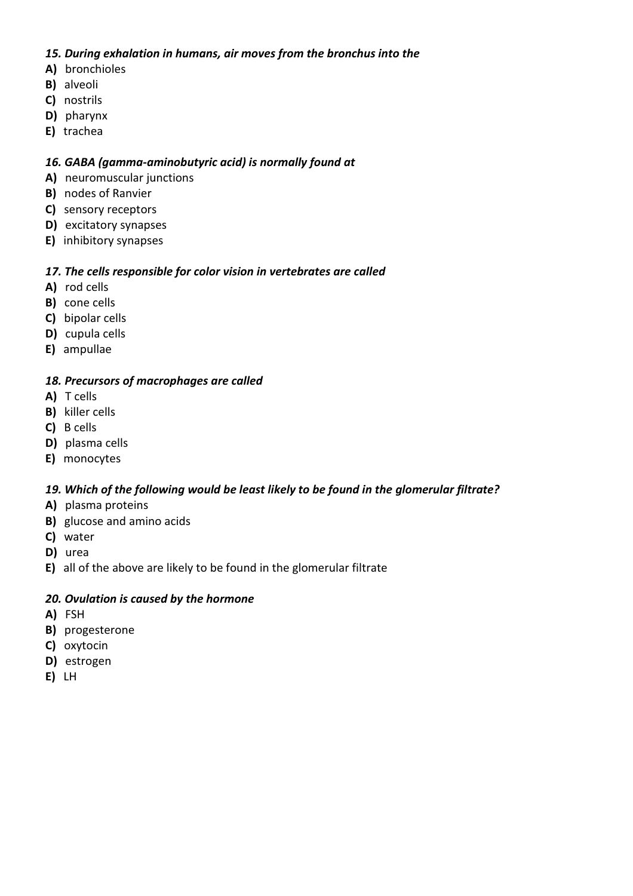***15. During exhalation in humans, air moves from the bronchus into the***

**A)** bronchioles
**B)** alveoli
**C)** nostrils
**D)** pharynx
**E)** trachea

***16. GABA (gamma-aminobutyric acid) is normally found at***

**A)** neuromuscular junctions
**B)** nodes of Ranvier
**C)** sensory receptors
**D)** excitatory synapses
**E)** inhibitory synapses

***17. The cells responsible for color vision in vertebrates are called***

**A)** rod cells
**B)** cone cells
**C)** bipolar cells
**D)** cupula cells
**E)** ampullae

***18. Precursors of macrophages are called***

**A)** T cells
**B)** killer cells
**C)** B cells
**D)** plasma cells
**E)** monocytes

***19. Which of the following would be least likely to be found in the glomerular filtrate?***

**A)** plasma proteins
**B)** glucose and amino acids
**C)** water
**D)** urea
**E)** all of the above are likely to be found in the glomerular filtrate

***20. Ovulation is caused by the hormone***

**A)** FSH
**B)** progesterone
**C)** oxytocin
**D)** estrogen
**E)** LH